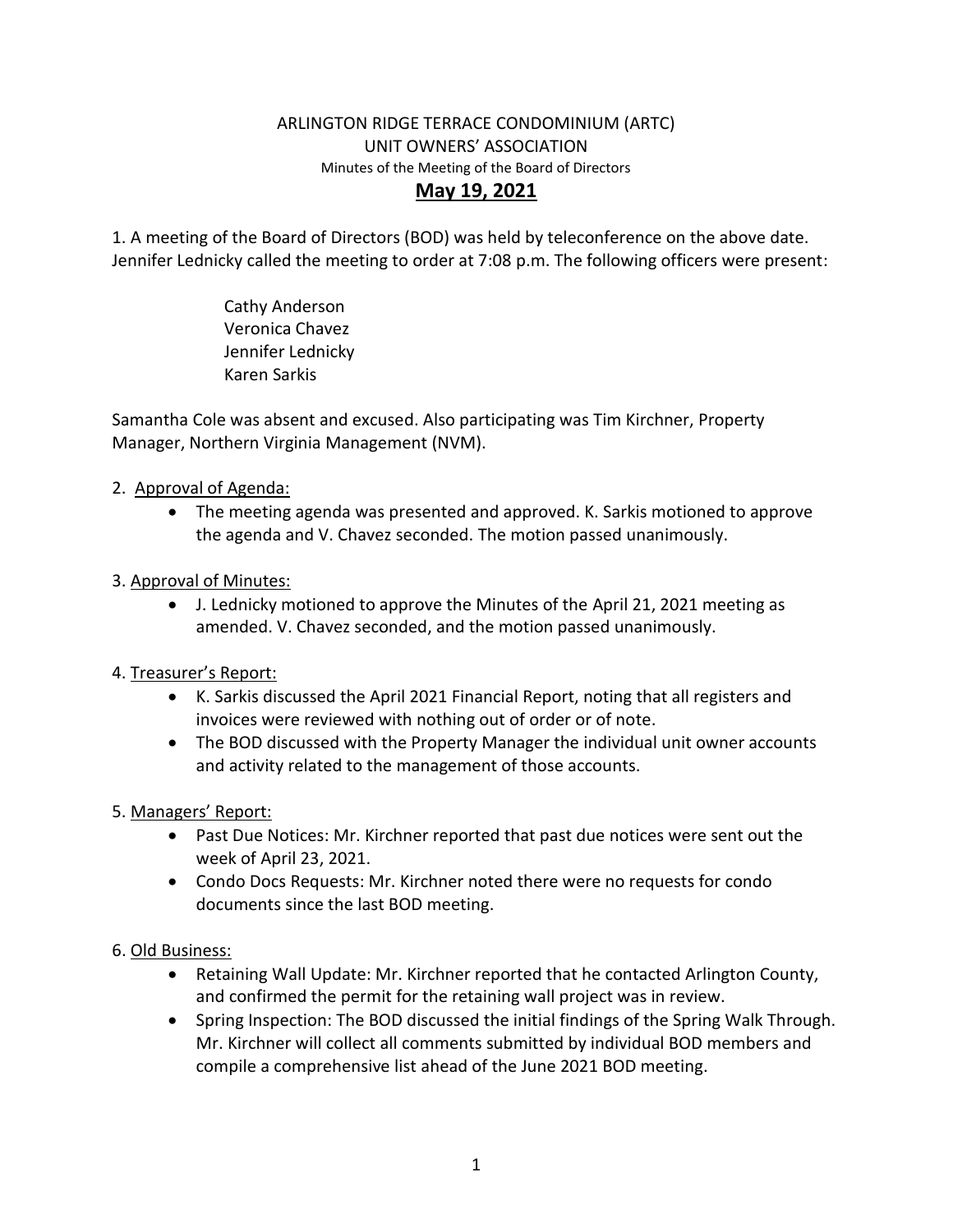ARLINGTON RIDGE TERRACE CONDOMINIUM (ARTC)
UNIT OWNERS' ASSOCIATION
Minutes of the Meeting of the Board of Directors

# May 19, 2021

1. A meeting of the Board of Directors (BOD) was held by teleconference on the above date. Jennifer Lednicky called the meeting to order at 7:08 p.m. The following officers were present:

Cathy Anderson
Veronica Chavez
Jennifer Lednicky
Karen Sarkis

Samantha Cole was absent and excused. Also participating was Tim Kirchner, Property Manager, Northern Virginia Management (NVM).

2. Approval of Agenda:
    - The meeting agenda was presented and approved. K. Sarkis motioned to approve the agenda and V. Chavez seconded. The motion passed unanimously.

3. Approval of Minutes:
    - J. Lednicky motioned to approve the Minutes of the April 21, 2021 meeting as amended. V. Chavez seconded, and the motion passed unanimously.

4. Treasurer's Report:
    - K. Sarkis discussed the April 2021 Financial Report, noting that all registers and invoices were reviewed with nothing out of order or of note.
    - The BOD discussed with the Property Manager the individual unit owner accounts and activity related to the management of those accounts.

5. Managers' Report:
    - Past Due Notices: Mr. Kirchner reported that past due notices were sent out the week of April 23, 2021.
    - Condo Docs Requests: Mr. Kirchner noted there were no requests for condo documents since the last BOD meeting.

6. Old Business:
    - Retaining Wall Update: Mr. Kirchner reported that he contacted Arlington County, and confirmed the permit for the retaining wall project was in review.
    - Spring Inspection: The BOD discussed the initial findings of the Spring Walk Through. Mr. Kirchner will collect all comments submitted by individual BOD members and compile a comprehensive list ahead of the June 2021 BOD meeting.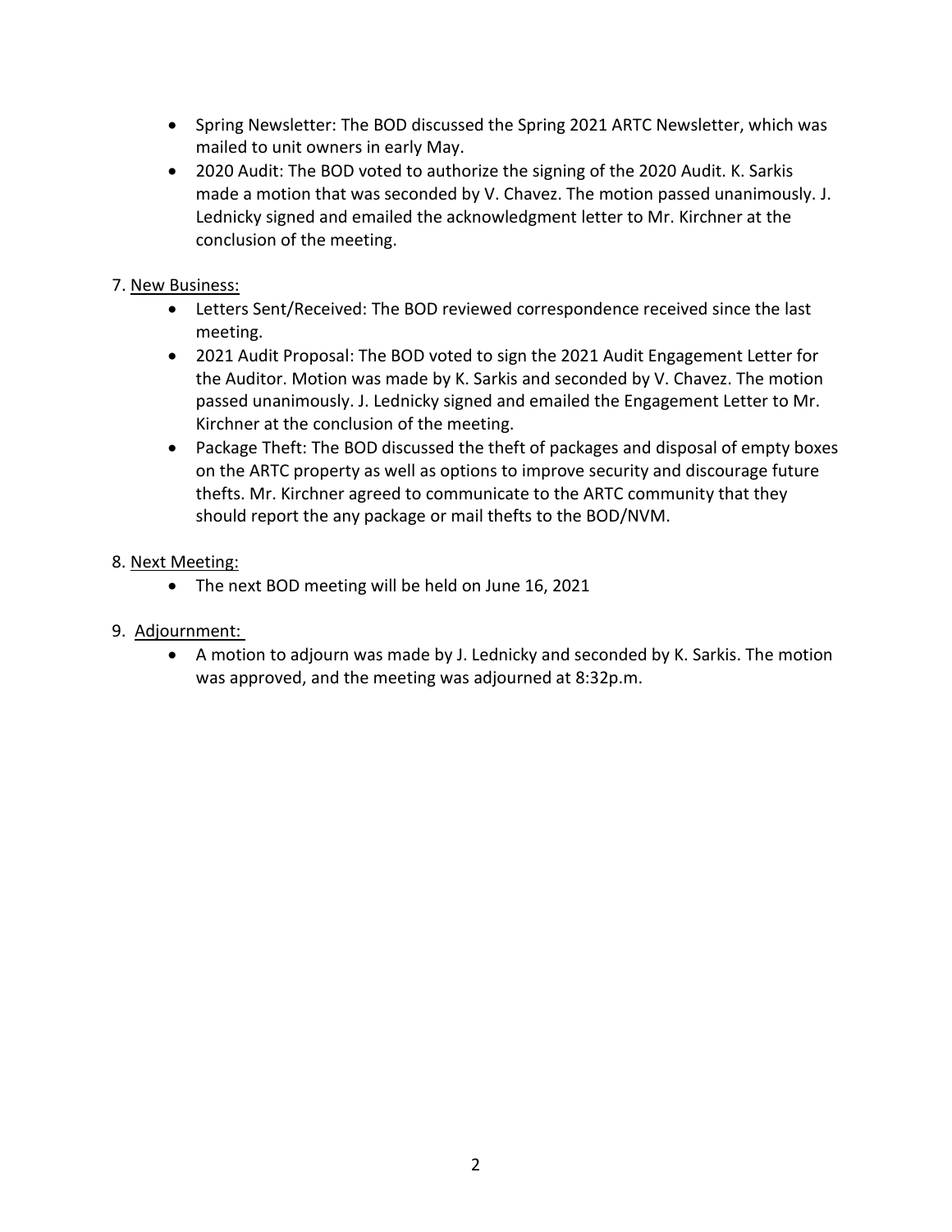- Spring Newsletter: The BOD discussed the Spring 2021 ARTC Newsletter, which was mailed to unit owners in early May.
- 2020 Audit: The BOD voted to authorize the signing of the 2020 Audit. K. Sarkis made a motion that was seconded by V. Chavez. The motion passed unanimously. J. Lednicky signed and emailed the acknowledgment letter to Mr. Kirchner at the conclusion of the meeting.

7. New Business:
   - Letters Sent/Received: The BOD reviewed correspondence received since the last meeting.
   - 2021 Audit Proposal: The BOD voted to sign the 2021 Audit Engagement Letter for the Auditor. Motion was made by K. Sarkis and seconded by V. Chavez. The motion passed unanimously. J. Lednicky signed and emailed the Engagement Letter to Mr. Kirchner at the conclusion of the meeting.
   - Package Theft: The BOD discussed the theft of packages and disposal of empty boxes on the ARTC property as well as options to improve security and discourage future thefts. Mr. Kirchner agreed to communicate to the ARTC community that they should report the any package or mail thefts to the BOD/NVM.

8. Next Meeting:
   - The next BOD meeting will be held on June 16, 2021

9. Adjournment:
   - A motion to adjourn was made by J. Lednicky and seconded by K. Sarkis. The motion was approved, and the meeting was adjourned at 8:32p.m.